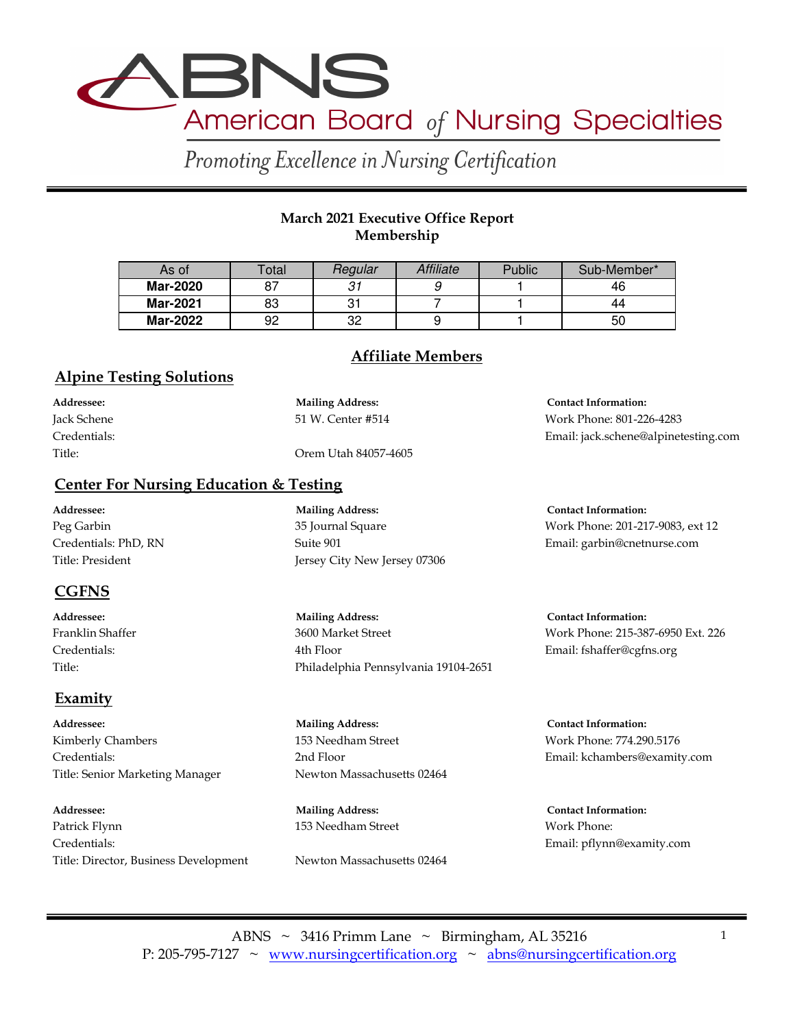# ABNS American Board of Nursing Specialties

*Promoting Excellence in Nursing Certification*

**March 2021 Executive Office Report**
**Membership**

| As of | Total | *Regular* | *Affiliate* | Public | Sub-Member* |
|---|---|---|---|---|---|
| **Mar-2020** | 87 | *31* | *9* | 1 | 46 |
| **Mar-2021** | 83 | 31 | 7 | 1 | 44 |
| **Mar-2022** | 92 | 32 | 9 | 1 | 50 |

## Affiliate Members

### Alpine Testing Solutions

**Addressee:**
Jack Schene
Credentials:
Title:

**Mailing Address:**
51 W. Center #514
Orem Utah 84057-4605

**Contact Information:**
Work Phone: 801-226-4283
Email: jack.schene@alpinetesting.com

### Center For Nursing Education & Testing

**Addressee:**
Peg Garbin
Credentials: PhD, RN
Title: President

**Mailing Address:**
35 Journal Square
Suite 901
Jersey City New Jersey 07306

**Contact Information:**
Work Phone: 201-217-9083, ext 12
Email: garbin@cnetnurse.com

### CGFNS

**Addressee:**
Franklin Shaffer
Credentials:
Title:

**Mailing Address:**
3600 Market Street
4th Floor
Philadelphia Pennsylvania 19104-2651

**Contact Information:**
Work Phone: 215-387-6950 Ext. 226
Email: fshaffer@cgfns.org

### Examity

**Addressee:**
Kimberly Chambers
Credentials:
Title: Senior Marketing Manager

**Mailing Address:**
153 Needham Street
2nd Floor
Newton Massachusetts 02464

**Contact Information:**
Work Phone: 774.290.5176
Email: kchambers@examity.com

**Addressee:**
Patrick Flynn
Credentials:
Title: Director, Business Development

**Mailing Address:**
153 Needham Street
Newton Massachusetts 02464

**Contact Information:**
Work Phone:
Email: pflynn@examity.com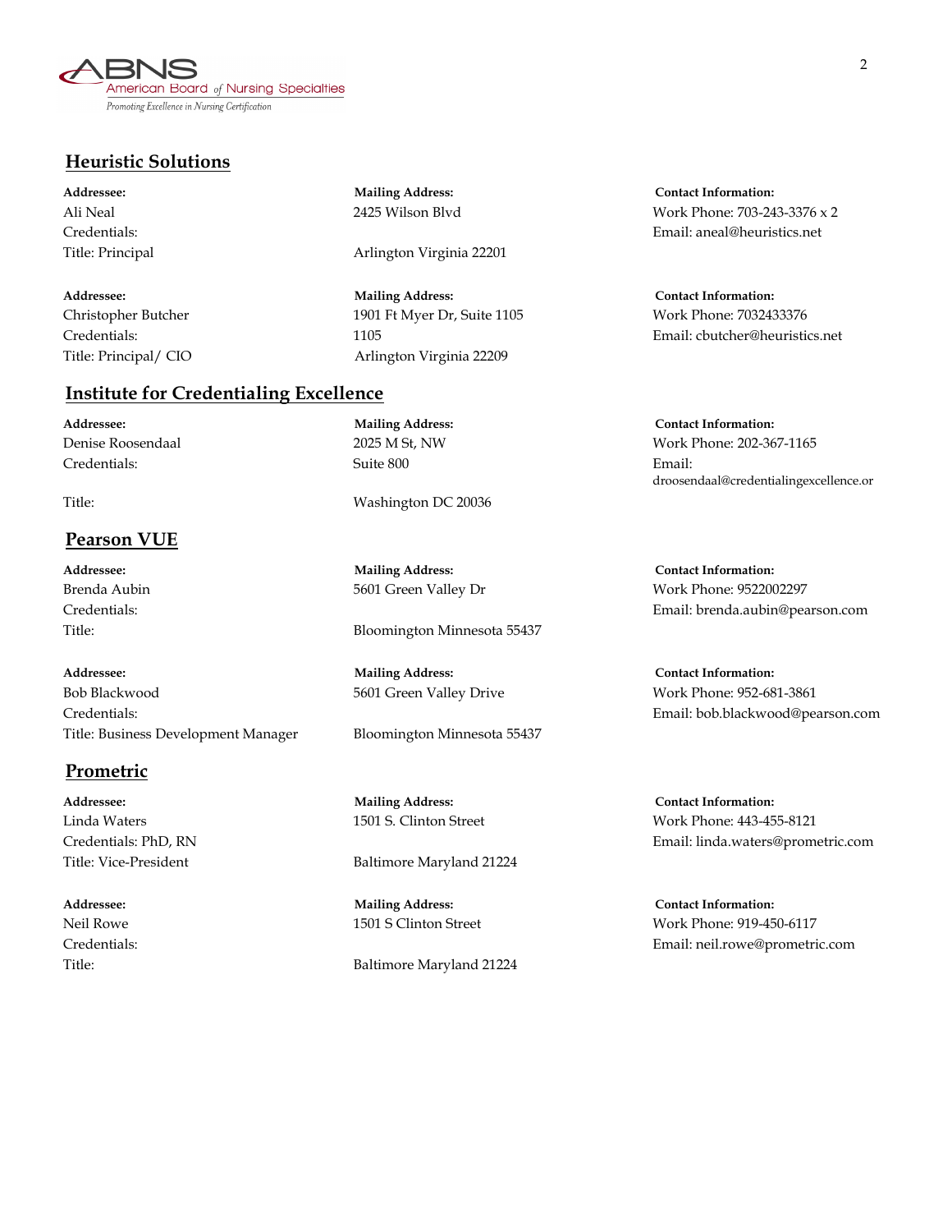## Heuristic Solutions

| Addressee: | Mailing Address: | Contact Information: |
|---|---|---|
| Ali Neal | 2425 Wilson Blvd | Work Phone: 703-243-3376 x 2 |
| Credentials: | | Email: aneal@heuristics.net |
| Title: Principal | Arlington Virginia 22201 | |

| Addressee: | Mailing Address: | Contact Information: |
|---|---|---|
| Christopher Butcher | 1901 Ft Myer Dr, Suite 1105 | Work Phone: 7032433376 |
| Credentials: | 1105 | Email: cbutcher@heuristics.net |
| Title: Principal/ CIO | Arlington Virginia 22209 | |

## Institute for Credentialing Excellence

| Addressee: | Mailing Address: | Contact Information: |
|---|---|---|
| Denise Roosendaal | 2025 M St, NW | Work Phone: 202-367-1165 |
| Credentials: | Suite 800 | Email: droosendaal@credentialingexcellence.or |
| Title: | Washington DC 20036 | |

## Pearson VUE

| Addressee: | Mailing Address: | Contact Information: |
|---|---|---|
| Brenda Aubin | 5601 Green Valley Dr | Work Phone: 9522002297 |
| Credentials: | | Email: brenda.aubin@pearson.com |
| Title: | Bloomington Minnesota 55437 | |

| Addressee: | Mailing Address: | Contact Information: |
|---|---|---|
| Bob Blackwood | 5601 Green Valley Drive | Work Phone: 952-681-3861 |
| Credentials: | | Email: bob.blackwood@pearson.com |
| Title: Business Development Manager | Bloomington Minnesota 55437 | |

## Prometric

| Addressee: | Mailing Address: | Contact Information: |
|---|---|---|
| Linda Waters | 1501 S. Clinton Street | Work Phone: 443-455-8121 |
| Credentials: PhD, RN | | Email: linda.waters@prometric.com |
| Title: Vice-President | Baltimore Maryland 21224 | |

| Addressee: | Mailing Address: | Contact Information: |
|---|---|---|
| Neil Rowe | 1501 S Clinton Street | Work Phone: 919-450-6117 |
| Credentials: | | Email: neil.rowe@prometric.com |
| Title: | Baltimore Maryland 21224 | |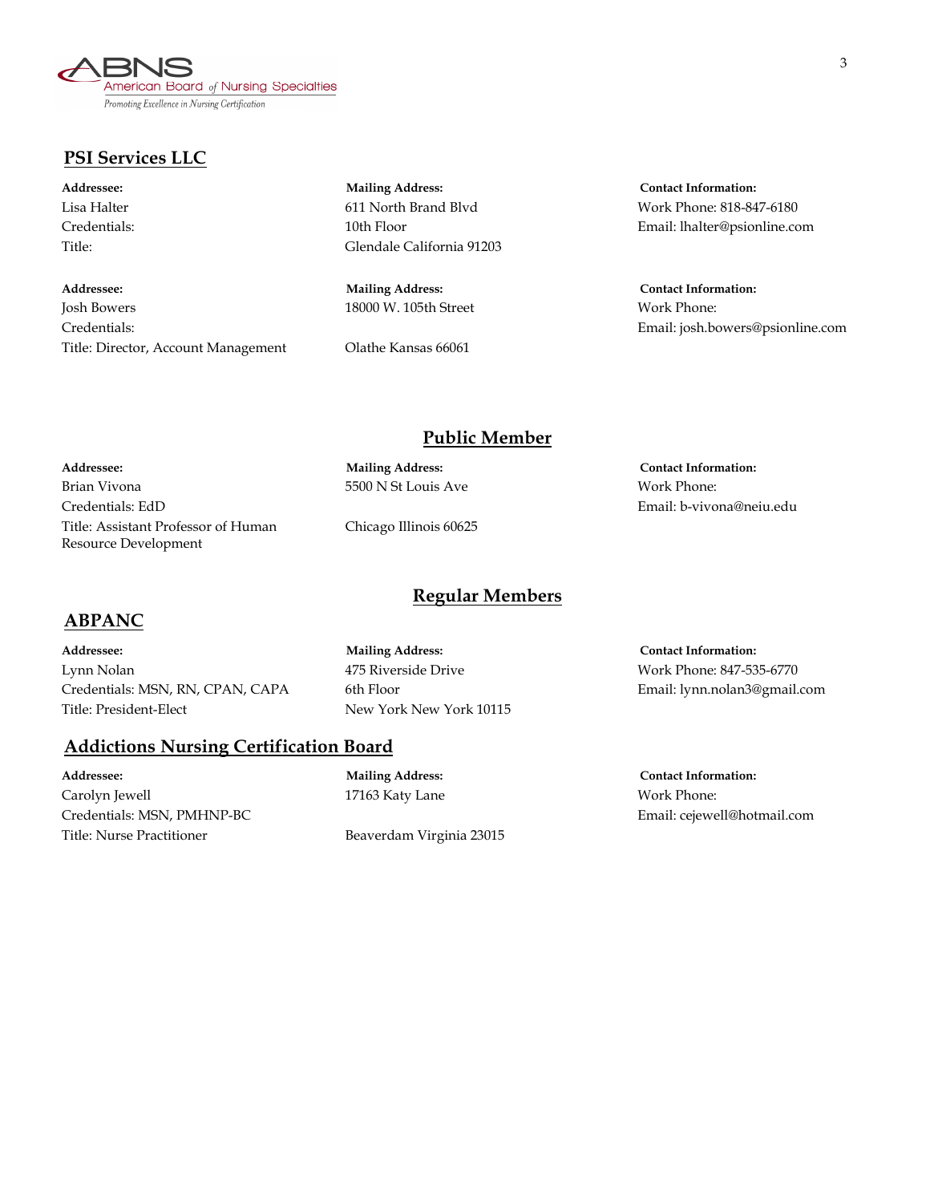## PSI Services LLC

| Addressee: | Mailing Address: | Contact Information: |
|---|---|---|
| Lisa Halter<br>Credentials:<br>Title: | 611 North Brand Blvd<br>10th Floor<br>Glendale California 91203 | Work Phone: 818-847-6180<br>Email: lhalter@psionline.com |
| Josh Bowers<br>Credentials:<br>Title: Director, Account Management | 18000 W. 105th Street<br><br>Olathe Kansas 66061 | Work Phone:<br>Email: josh.bowers@psionline.com |

## Public Member

| Addressee: | Mailing Address: | Contact Information: |
|---|---|---|
| Brian Vivona<br>Credentials: EdD<br>Title: Assistant Professor of Human Resource Development | 5500 N St Louis Ave<br><br>Chicago Illinois 60625 | Work Phone:<br>Email: b-vivona@neiu.edu |

## Regular Members

### ABPANC

| Addressee: | Mailing Address: | Contact Information: |
|---|---|---|
| Lynn Nolan<br>Credentials: MSN, RN, CPAN, CAPA<br>Title: President-Elect | 475 Riverside Drive<br>6th Floor<br>New York New York 10115 | Work Phone: 847-535-6770<br>Email: lynn.nolan3@gmail.com |

### Addictions Nursing Certification Board

| Addressee: | Mailing Address: | Contact Information: |
|---|---|---|
| Carolyn Jewell<br>Credentials: MSN, PMHNP-BC<br>Title: Nurse Practitioner | 17163 Katy Lane<br><br>Beaverdam Virginia 23015 | Work Phone:<br>Email: cejewell@hotmail.com |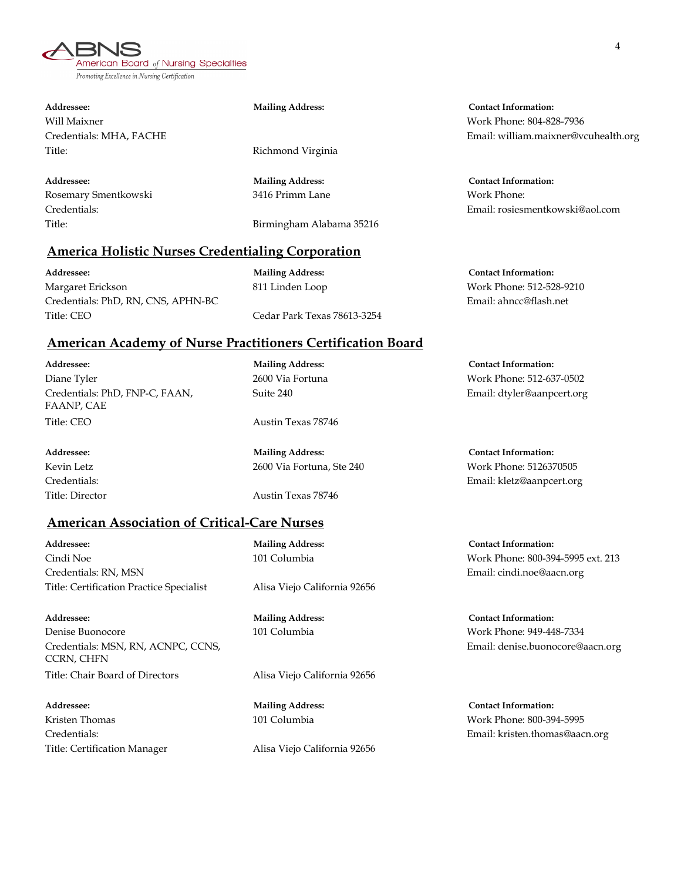| Addressee: | Mailing Address: | Contact Information: |
| --- | --- | --- |
| Will Maixner<br>Credentials: MHA, FACHE<br>Title: | <br><br>Richmond Virginia | Work Phone: 804-828-7936<br>Email: william.maixner@vcuhealth.org |
| **Addressee:**<br>Rosemary Smentkowski<br>Credentials:<br>Title: | **Mailing Address:**<br>3416 Primm Lane<br><br>Birmingham Alabama 35216 | **Contact Information:**<br>Work Phone:<br>Email: rosiesmentkowski@aol.com |

## America Holistic Nurses Credentialing Corporation

| Addressee: | Mailing Address: | Contact Information: |
| --- | --- | --- |
| Margaret Erickson<br>Credentials: PhD, RN, CNS, APHN-BC<br>Title: CEO | 811 Linden Loop<br><br>Cedar Park Texas 78613-3254 | Work Phone: 512-528-9210<br>Email: ahncc@flash.net |

## American Academy of Nurse Practitioners Certification Board

| Addressee: | Mailing Address: | Contact Information: |
| --- | --- | --- |
| Diane Tyler<br>Credentials: PhD, FNP-C, FAAN, FAANP, CAE<br>Title: CEO | 2600 Via Fortuna<br>Suite 240<br>Austin Texas 78746 | Work Phone: 512-637-0502<br>Email: dtyler@aanpcert.org |
| **Addressee:**<br>Kevin Letz<br>Credentials:<br>Title: Director | **Mailing Address:**<br>2600 Via Fortuna, Ste 240<br><br>Austin Texas 78746 | **Contact Information:**<br>Work Phone: 5126370505<br>Email: kletz@aanpcert.org |

## American Association of Critical-Care Nurses

| Addressee: | Mailing Address: | Contact Information: |
| --- | --- | --- |
| Cindi Noe<br>Credentials: RN, MSN<br>Title: Certification Practice Specialist | 101 Columbia<br><br>Alisa Viejo California 92656 | Work Phone: 800-394-5995 ext. 213<br>Email: cindi.noe@aacn.org |
| **Addressee:**<br>Denise Buonocore<br>Credentials: MSN, RN, ACNPC, CCNS, CCRN, CHFN<br>Title: Chair Board of Directors | **Mailing Address:**<br>101 Columbia<br><br>Alisa Viejo California 92656 | **Contact Information:**<br>Work Phone: 949-448-7334<br>Email: denise.buonocore@aacn.org |
| **Addressee:**<br>Kristen Thomas<br>Credentials:<br>Title: Certification Manager | **Mailing Address:**<br>101 Columbia<br><br>Alisa Viejo California 92656 | **Contact Information:**<br>Work Phone: 800-394-5995<br>Email: kristen.thomas@aacn.org |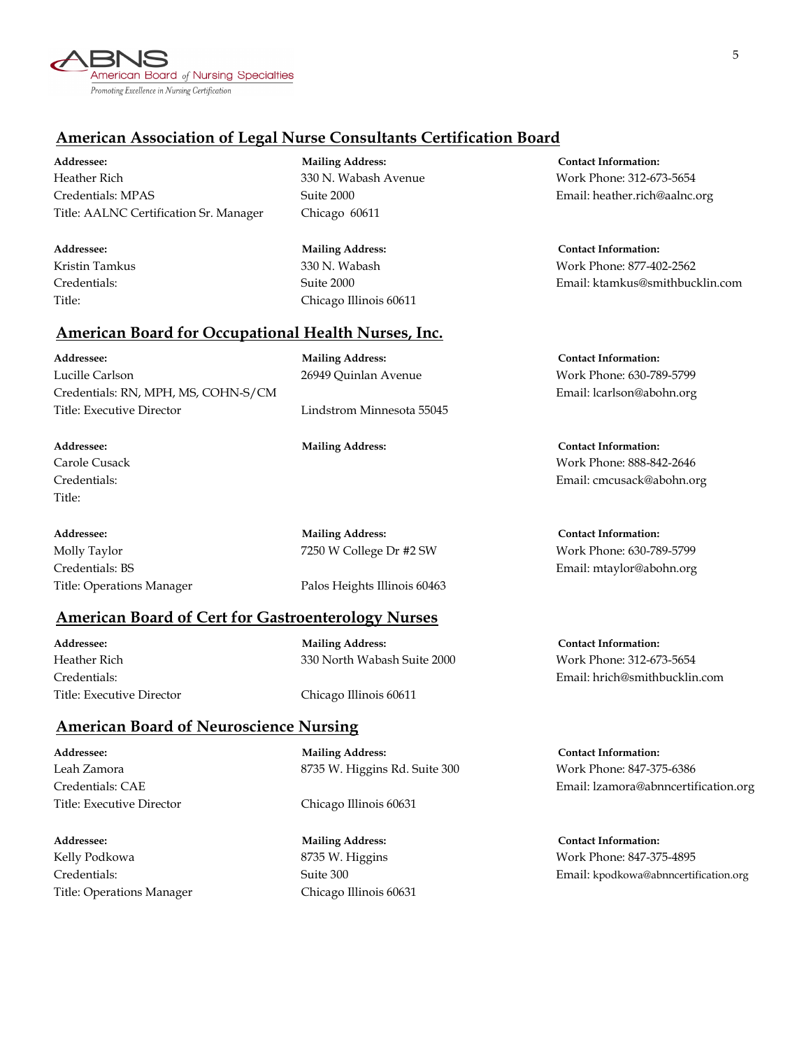## American Association of Legal Nurse Consultants Certification Board

| Addressee: | Mailing Address: | Contact Information: |
| --- | --- | --- |
| Heather Rich | 330 N. Wabash Avenue | Work Phone: 312-673-5654 |
| Credentials: MPAS | Suite 2000 | Email: heather.rich@aalnc.org |
| Title: AALNC Certification Sr. Manager | Chicago 60611 | |

| Addressee: | Mailing Address: | Contact Information: |
| --- | --- | --- |
| Kristin Tamkus | 330 N. Wabash | Work Phone: 877-402-2562 |
| Credentials: | Suite 2000 | Email: ktamkus@smithbucklin.com |
| Title: | Chicago Illinois 60611 | |

## American Board for Occupational Health Nurses, Inc.

| Addressee: | Mailing Address: | Contact Information: |
| --- | --- | --- |
| Lucille Carlson | 26949 Quinlan Avenue | Work Phone: 630-789-5799 |
| Credentials: RN, MPH, MS, COHN-S/CM | | Email: lcarlson@abohn.org |
| Title: Executive Director | Lindstrom Minnesota 55045 | |

| Addressee: | Mailing Address: | Contact Information: |
| --- | --- | --- |
| Carole Cusack | | Work Phone: 888-842-2646 |
| Credentials: | | Email: cmcusack@abohn.org |
| Title: | | |

| Addressee: | Mailing Address: | Contact Information: |
| --- | --- | --- |
| Molly Taylor | 7250 W College Dr #2 SW | Work Phone: 630-789-5799 |
| Credentials: BS | | Email: mtaylor@abohn.org |
| Title: Operations Manager | Palos Heights Illinois 60463 | |

## American Board of Cert for Gastroenterology Nurses

| Addressee: | Mailing Address: | Contact Information: |
| --- | --- | --- |
| Heather Rich | 330 North Wabash Suite 2000 | Work Phone: 312-673-5654 |
| Credentials: | | Email: hrich@smithbucklin.com |
| Title: Executive Director | Chicago Illinois 60611 | |

## American Board of Neuroscience Nursing

| Addressee: | Mailing Address: | Contact Information: |
| --- | --- | --- |
| Leah Zamora | 8735 W. Higgins Rd. Suite 300 | Work Phone: 847-375-6386 |
| Credentials: CAE | | Email: lzamora@abnncertification.org |
| Title: Executive Director | Chicago Illinois 60631 | |

| Addressee: | Mailing Address: | Contact Information: |
| --- | --- | --- |
| Kelly Podkowa | 8735 W. Higgins | Work Phone: 847-375-4895 |
| Credentials: | Suite 300 | Email: kpodkowa@abnncertification.org |
| Title: Operations Manager | Chicago Illinois 60631 | |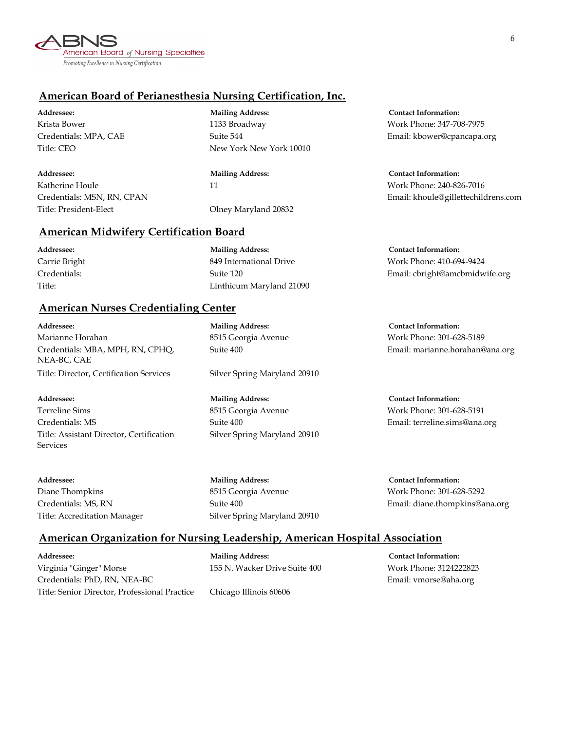## American Board of Perianesthesia Nursing Certification, Inc.

| Addressee: | Mailing Address: | Contact Information: |
|---|---|---|
| Krista Bower<br>Credentials: MPA, CAE<br>Title: CEO | 1133 Broadway<br>Suite 544<br>New York New York 10010 | Work Phone: 347-708-7975<br>Email: kbower@cpancapa.org |
| Katherine Houle<br>Credentials: MSN, RN, CPAN<br>Title: President-Elect | 11<br><br>Olney Maryland 20832 | Work Phone: 240-826-7016<br>Email: khoule@gillettechildrens.com |

## American Midwifery Certification Board

| Addressee: | Mailing Address: | Contact Information: |
|---|---|---|
| Carrie Bright<br>Credentials:<br>Title: | 849 International Drive<br>Suite 120<br>Linthicum Maryland 21090 | Work Phone: 410-694-9424<br>Email: cbright@amcbmidwife.org |

## American Nurses Credentialing Center

| Addressee: | Mailing Address: | Contact Information: |
|---|---|---|
| Marianne Horahan<br>Credentials: MBA, MPH, RN, CPHQ, NEA-BC, CAE<br>Title: Director, Certification Services | 8515 Georgia Avenue<br>Suite 400<br>Silver Spring Maryland 20910 | Work Phone: 301-628-5189<br>Email: marianne.horahan@ana.org |
| Terreline Sims<br>Credentials: MS<br>Title: Assistant Director, Certification Services | 8515 Georgia Avenue<br>Suite 400<br>Silver Spring Maryland 20910 | Work Phone: 301-628-5191<br>Email: terreline.sims@ana.org |
| Diane Thompkins<br>Credentials: MS, RN<br>Title: Accreditation Manager | 8515 Georgia Avenue<br>Suite 400<br>Silver Spring Maryland 20910 | Work Phone: 301-628-5292<br>Email: diane.thompkins@ana.org |

## American Organization for Nursing Leadership, American Hospital Association

| Addressee: | Mailing Address: | Contact Information: |
|---|---|---|
| Virginia "Ginger" Morse<br>Credentials: PhD, RN, NEA-BC<br>Title: Senior Director, Professional Practice | 155 N. Wacker Drive Suite 400<br><br>Chicago Illinois 60606 | Work Phone: 3124222823<br>Email: vmorse@aha.org |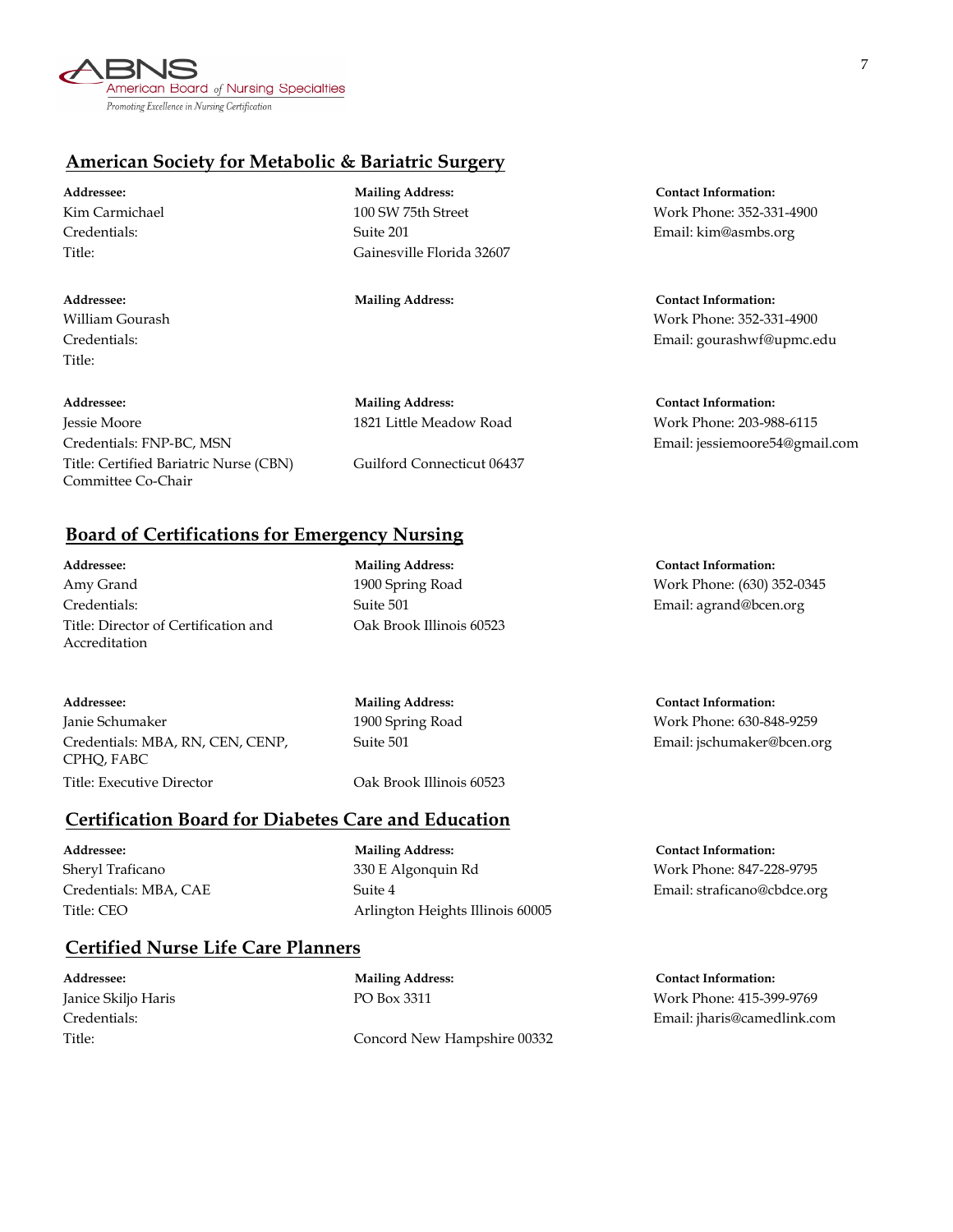## American Society for Metabolic & Bariatric Surgery

| Addressee: | Mailing Address: | Contact Information: |
|---|---|---|
| Kim Carmichael<br>Credentials:<br>Title: | 100 SW 75th Street<br>Suite 201<br>Gainesville Florida 32607 | Work Phone: 352-331-4900<br>Email: kim@asmbs.org |

| Addressee: | Mailing Address: | Contact Information: |
|---|---|---|
| William Gourash<br>Credentials:<br>Title: | | Work Phone: 352-331-4900<br>Email: gourashwf@upmc.edu |

| Addressee: | Mailing Address: | Contact Information: |
|---|---|---|
| Jessie Moore<br>Credentials: FNP-BC, MSN<br>Title: Certified Bariatric Nurse (CBN) Committee Co-Chair | 1821 Little Meadow Road<br><br>Guilford Connecticut 06437 | Work Phone: 203-988-6115<br>Email: jessiemoore54@gmail.com |

## Board of Certifications for Emergency Nursing

| Addressee: | Mailing Address: | Contact Information: |
|---|---|---|
| Amy Grand<br>Credentials:<br>Title: Director of Certification and Accreditation | 1900 Spring Road<br>Suite 501<br>Oak Brook Illinois 60523 | Work Phone: (630) 352-0345<br>Email: agrand@bcen.org |

| Addressee: | Mailing Address: | Contact Information: |
|---|---|---|
| Janie Schumaker<br>Credentials: MBA, RN, CEN, CENP, CPHQ, FABC<br>Title: Executive Director | 1900 Spring Road<br>Suite 501<br>Oak Brook Illinois 60523 | Work Phone: 630-848-9259<br>Email: jschumaker@bcen.org |

## Certification Board for Diabetes Care and Education

| Addressee: | Mailing Address: | Contact Information: |
|---|---|---|
| Sheryl Traficano<br>Credentials: MBA, CAE<br>Title: CEO | 330 E Algonquin Rd<br>Suite 4<br>Arlington Heights Illinois 60005 | Work Phone: 847-228-9795<br>Email: straficano@cbdce.org |

## Certified Nurse Life Care Planners

| Addressee: | Mailing Address: | Contact Information: |
|---|---|---|
| Janice Skiljo Haris<br>Credentials:<br>Title: | PO Box 3311<br><br>Concord New Hampshire 00332 | Work Phone: 415-399-9769<br>Email: jharis@camedlink.com |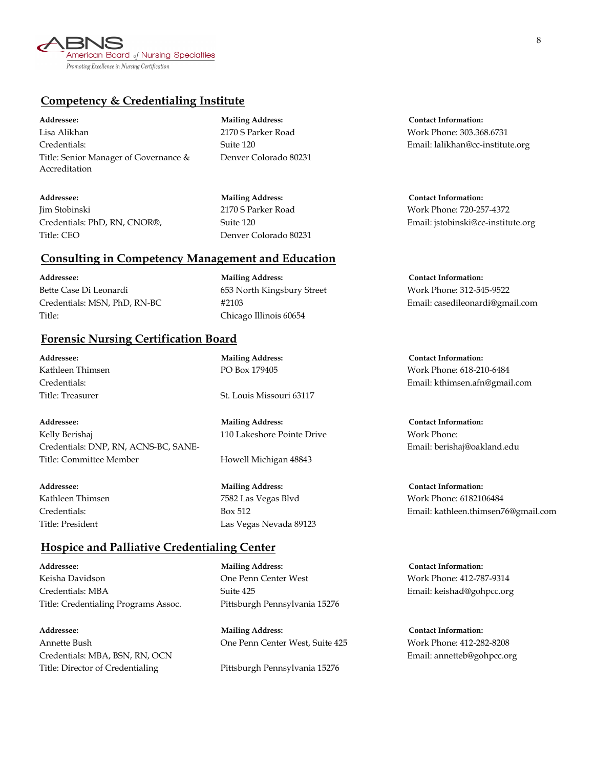## Competency & Credentialing Institute

| Addressee: | Mailing Address: | Contact Information: |
|---|---|---|
| Lisa Alikhan<br>Credentials:<br>Title: Senior Manager of Governance & Accreditation | 2170 S Parker Road<br>Suite 120<br>Denver Colorado 80231 | Work Phone: 303.368.6731<br>Email: lalikhan@cc-institute.org |
| Jim Stobinski<br>Credentials: PhD, RN, CNOR®,<br>Title: CEO | 2170 S Parker Road<br>Suite 120<br>Denver Colorado 80231 | Work Phone: 720-257-4372<br>Email: jstobinski@cc-institute.org |

## Consulting in Competency Management and Education

| Addressee: | Mailing Address: | Contact Information: |
|---|---|---|
| Bette Case Di Leonardi<br>Credentials: MSN, PhD, RN-BC<br>Title: | 653 North Kingsbury Street<br>#2103<br>Chicago Illinois 60654 | Work Phone: 312-545-9522<br>Email: casedileonardi@gmail.com |

## Forensic Nursing Certification Board

| Addressee: | Mailing Address: | Contact Information: |
|---|---|---|
| Kathleen Thimsen<br>Credentials:<br>Title: Treasurer | PO Box 179405<br>St. Louis Missouri 63117 | Work Phone: 618-210-6484<br>Email: kthimsen.afn@gmail.com |
| Kelly Berishaj<br>Credentials: DNP, RN, ACNS-BC, SANE-<br>Title: Committee Member | 110 Lakeshore Pointe Drive<br>Howell Michigan 48843 | Work Phone:<br>Email: berishaj@oakland.edu |
| Kathleen Thimsen<br>Credentials:<br>Title: President | 7582 Las Vegas Blvd<br>Box 512<br>Las Vegas Nevada 89123 | Work Phone: 6182106484<br>Email: kathleen.thimsen76@gmail.com |

## Hospice and Palliative Credentialing Center

| Addressee: | Mailing Address: | Contact Information: |
|---|---|---|
| Keisha Davidson<br>Credentials: MBA<br>Title: Credentialing Programs Assoc. | One Penn Center West<br>Suite 425<br>Pittsburgh Pennsylvania 15276 | Work Phone: 412-787-9314<br>Email: keishad@gohpcc.org |
| Annette Bush<br>Credentials: MBA, BSN, RN, OCN<br>Title: Director of Credentialing | One Penn Center West, Suite 425<br>Pittsburgh Pennsylvania 15276 | Work Phone: 412-282-8208<br>Email: annetteb@gohpcc.org |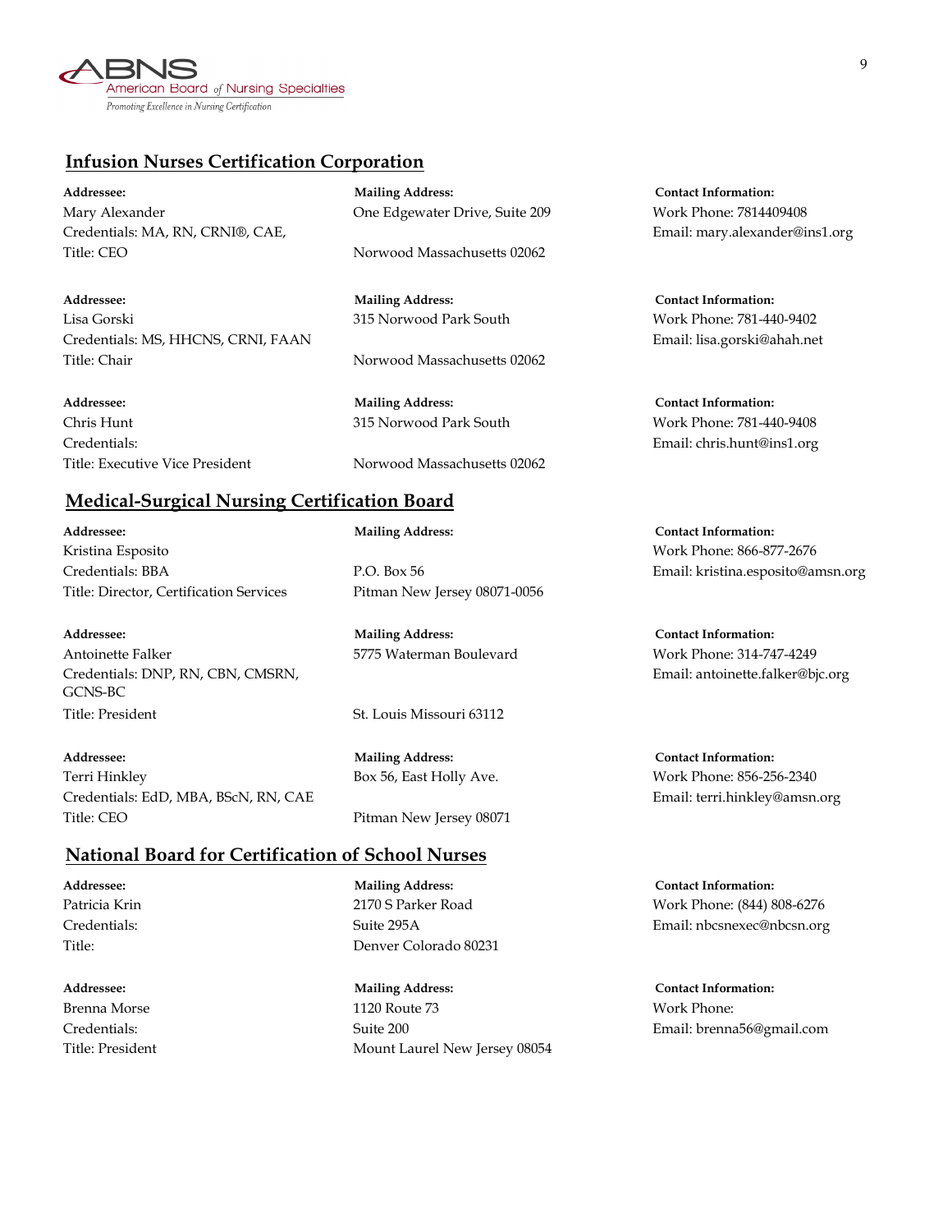## Infusion Nurses Certification Corporation

| Addressee: | Mailing Address: | Contact Information: |
|---|---|---|
| Mary Alexander<br>Credentials: MA, RN, CRNI®, CAE,<br>Title: CEO | One Edgewater Drive, Suite 209<br><br>Norwood Massachusetts 02062 | Work Phone: 7814409408<br>Email: mary.alexander@ins1.org |
| Lisa Gorski<br>Credentials: MS, HHCNS, CRNI, FAAN<br>Title: Chair | 315 Norwood Park South<br><br>Norwood Massachusetts 02062 | Work Phone: 781-440-9402<br>Email: lisa.gorski@ahah.net |
| Chris Hunt<br>Credentials:<br>Title: Executive Vice President | 315 Norwood Park South<br><br>Norwood Massachusetts 02062 | Work Phone: 781-440-9408<br>Email: chris.hunt@ins1.org |

## Medical-Surgical Nursing Certification Board

| Addressee: | Mailing Address: | Contact Information: |
|---|---|---|
| Kristina Esposito<br>Credentials: BBA<br>Title: Director, Certification Services | P.O. Box 56<br>Pitman New Jersey 08071-0056 | Work Phone: 866-877-2676<br>Email: kristina.esposito@amsn.org |
| Antoinette Falker<br>Credentials: DNP, RN, CBN, CMSRN, GCNS-BC<br>Title: President | 5775 Waterman Boulevard<br><br>St. Louis Missouri 63112 | Work Phone: 314-747-4249<br>Email: antoinette.falker@bjc.org |
| Terri Hinkley<br>Credentials: EdD, MBA, BScN, RN, CAE<br>Title: CEO | Box 56, East Holly Ave.<br><br>Pitman New Jersey 08071 | Work Phone: 856-256-2340<br>Email: terri.hinkley@amsn.org |

## National Board for Certification of School Nurses

| Addressee: | Mailing Address: | Contact Information: |
|---|---|---|
| Patricia Krin<br>Credentials:<br>Title: | 2170 S Parker Road<br>Suite 295A<br>Denver Colorado 80231 | Work Phone: (844) 808-6276<br>Email: nbcsnexec@nbcsn.org |
| Brenna Morse<br>Credentials:<br>Title: President | 1120 Route 73<br>Suite 200<br>Mount Laurel New Jersey 08054 | Work Phone:<br>Email: brenna56@gmail.com |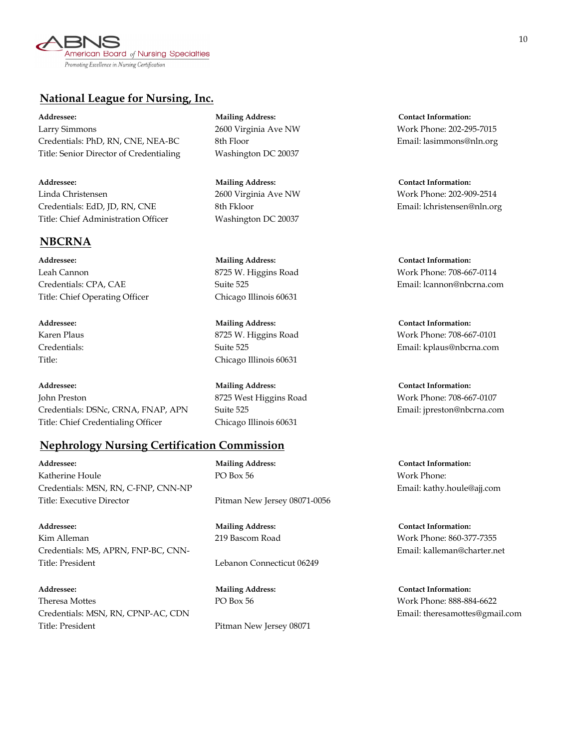## National League for Nursing, Inc.

| Addressee: | Mailing Address: | Contact Information: |
|---|---|---|
| Larry Simmons<br>Credentials: PhD, RN, CNE, NEA-BC<br>Title: Senior Director of Credentialing | 2600 Virginia Ave NW<br>8th Floor<br>Washington DC 20037 | Work Phone: 202-295-7015<br>Email: lasimmons@nln.org |
| Linda Christensen<br>Credentials: EdD, JD, RN, CNE<br>Title: Chief Administration Officer | 2600 Virginia Ave NW<br>8th Fkloor<br>Washington DC 20037 | Work Phone: 202-909-2514<br>Email: lchristensen@nln.org |

## NBCRNA

| Addressee: | Mailing Address: | Contact Information: |
|---|---|---|
| Leah Cannon<br>Credentials: CPA, CAE<br>Title: Chief Operating Officer | 8725 W. Higgins Road<br>Suite 525<br>Chicago Illinois 60631 | Work Phone: 708-667-0114<br>Email: lcannon@nbcrna.com |
| Karen Plaus<br>Credentials:<br>Title: | 8725 W. Higgins Road<br>Suite 525<br>Chicago Illinois 60631 | Work Phone: 708-667-0101<br>Email: kplaus@nbcrna.com |
| John Preston<br>Credentials: DSNc, CRNA, FNAP, APN<br>Title: Chief Credentialing Officer | 8725 West Higgins Road<br>Suite 525<br>Chicago Illinois 60631 | Work Phone: 708-667-0107<br>Email: jpreston@nbcrna.com |

## Nephrology Nursing Certification Commission

| Addressee: | Mailing Address: | Contact Information: |
|---|---|---|
| Katherine Houle<br>Credentials: MSN, RN, C-FNP, CNN-NP<br>Title: Executive Director | PO Box 56<br><br>Pitman New Jersey 08071-0056 | Work Phone:<br>Email: kathy.houle@ajj.com |
| Kim Alleman<br>Credentials: MS, APRN, FNP-BC, CNN-<br>Title: President | 219 Bascom Road<br><br>Lebanon Connecticut 06249 | Work Phone: 860-377-7355<br>Email: kalleman@charter.net |
| Theresa Mottes<br>Credentials: MSN, RN, CPNP-AC, CDN<br>Title: President | PO Box 56<br><br>Pitman New Jersey 08071 | Work Phone: 888-884-6622<br>Email: theresamottes@gmail.com |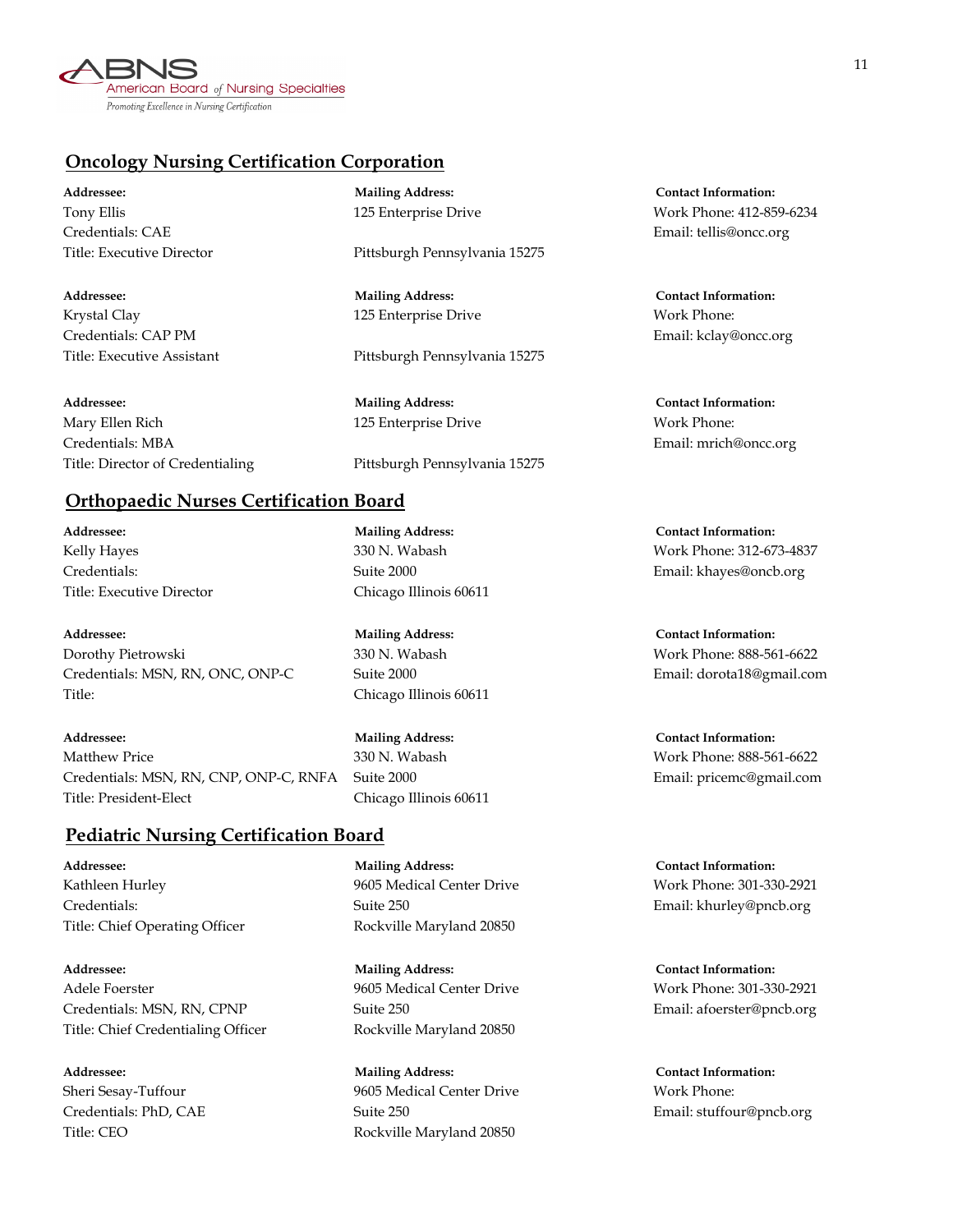## Oncology Nursing Certification Corporation

| Addressee: | Mailing Address: | Contact Information: |
|---|---|---|
| Tony Ellis<br>Credentials: CAE<br>Title: Executive Director | 125 Enterprise Drive<br><br>Pittsburgh Pennsylvania 15275 | Work Phone: 412-859-6234<br>Email: tellis@oncc.org |
| Krystal Clay<br>Credentials: CAP PM<br>Title: Executive Assistant | 125 Enterprise Drive<br><br>Pittsburgh Pennsylvania 15275 | Work Phone:<br>Email: kclay@oncc.org |
| Mary Ellen Rich<br>Credentials: MBA<br>Title: Director of Credentialing | 125 Enterprise Drive<br><br>Pittsburgh Pennsylvania 15275 | Work Phone:<br>Email: mrich@oncc.org |

## Orthopaedic Nurses Certification Board

| Addressee: | Mailing Address: | Contact Information: |
|---|---|---|
| Kelly Hayes<br>Credentials:<br>Title: Executive Director | 330 N. Wabash<br>Suite 2000<br>Chicago Illinois 60611 | Work Phone: 312-673-4837<br>Email: khayes@oncb.org |
| Dorothy Pietrowski<br>Credentials: MSN, RN, ONC, ONP-C<br>Title: | 330 N. Wabash<br>Suite 2000<br>Chicago Illinois 60611 | Work Phone: 888-561-6622<br>Email: dorota18@gmail.com |
| Matthew Price<br>Credentials: MSN, RN, CNP, ONP-C, RNFA<br>Title: President-Elect | 330 N. Wabash<br>Suite 2000<br>Chicago Illinois 60611 | Work Phone: 888-561-6622<br>Email: pricemc@gmail.com |

## Pediatric Nursing Certification Board

| Addressee: | Mailing Address: | Contact Information: |
|---|---|---|
| Kathleen Hurley<br>Credentials:<br>Title: Chief Operating Officer | 9605 Medical Center Drive<br>Suite 250<br>Rockville Maryland 20850 | Work Phone: 301-330-2921<br>Email: khurley@pncb.org |
| Adele Foerster<br>Credentials: MSN, RN, CPNP<br>Title: Chief Credentialing Officer | 9605 Medical Center Drive<br>Suite 250<br>Rockville Maryland 20850 | Work Phone: 301-330-2921<br>Email: afoerster@pncb.org |
| Sheri Sesay-Tuffour<br>Credentials: PhD, CAE<br>Title: CEO | 9605 Medical Center Drive<br>Suite 250<br>Rockville Maryland 20850 | Work Phone:<br>Email: stuffour@pncb.org |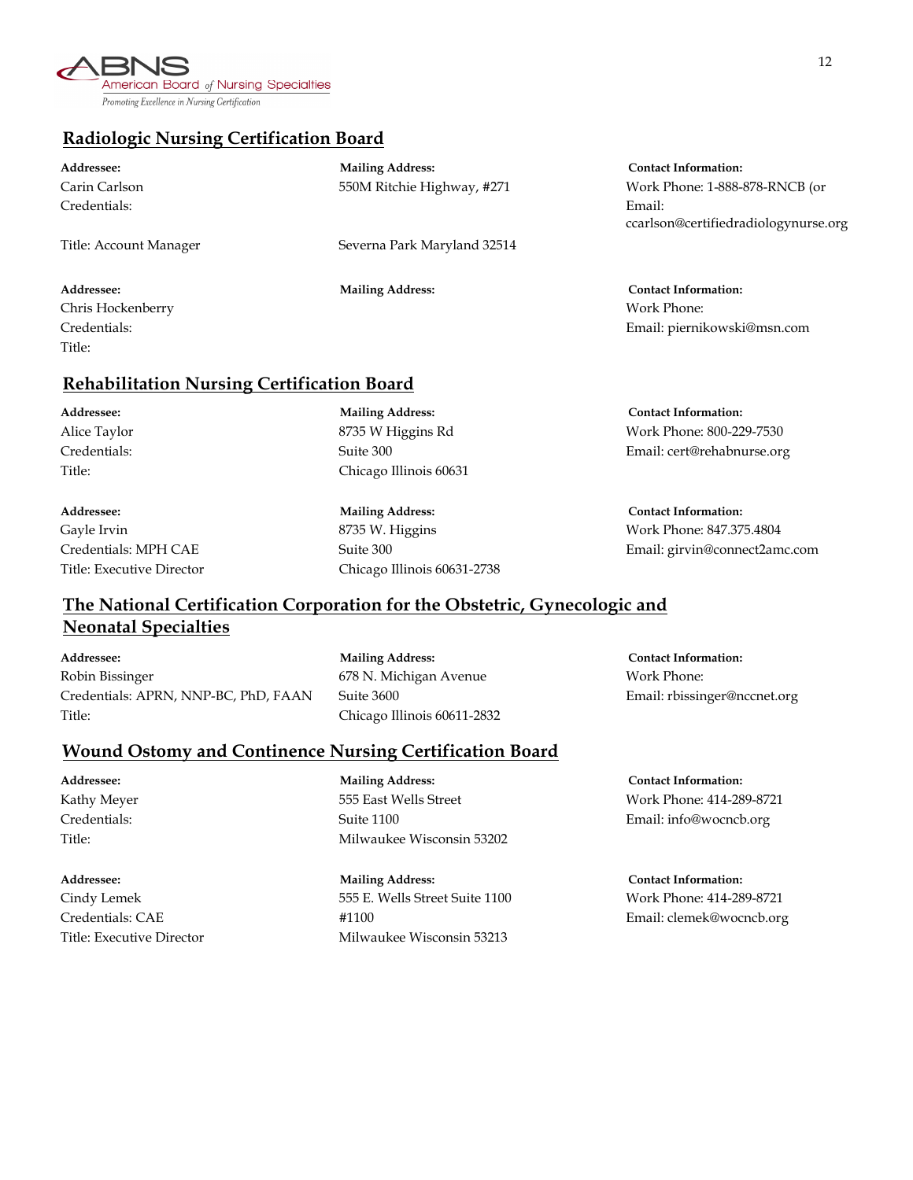## Radiologic Nursing Certification Board

**Addressee:**
Carin Carlson
Credentials:
Title: Account Manager

**Mailing Address:**
550M Ritchie Highway, #271
Severna Park Maryland 32514

**Contact Information:**
Work Phone: 1-888-878-RNCB (or
Email: ccarlson@certifiedradiologynurse.org

**Addressee:**
Chris Hockenberry
Credentials:
Title:

**Mailing Address:**

**Contact Information:**
Work Phone:
Email: piernikowski@msn.com

## Rehabilitation Nursing Certification Board

**Addressee:**
Alice Taylor
Credentials:
Title:

**Mailing Address:**
8735 W Higgins Rd
Suite 300
Chicago Illinois 60631

**Contact Information:**
Work Phone: 800-229-7530
Email: cert@rehabnurse.org

**Addressee:**
Gayle Irvin
Credentials: MPH CAE
Title: Executive Director

**Mailing Address:**
8735 W. Higgins
Suite 300
Chicago Illinois 60631-2738

**Contact Information:**
Work Phone: 847.375.4804
Email: girvin@connect2amc.com

## The National Certification Corporation for the Obstetric, Gynecologic and Neonatal Specialties

**Addressee:**
Robin Bissinger
Credentials: APRN, NNP-BC, PhD, FAAN
Title:

**Mailing Address:**
678 N. Michigan Avenue
Suite 3600
Chicago Illinois 60611-2832

**Contact Information:**
Work Phone:
Email: rbissinger@nccnet.org

## Wound Ostomy and Continence Nursing Certification Board

**Addressee:**
Kathy Meyer
Credentials:
Title:

**Mailing Address:**
555 East Wells Street
Suite 1100
Milwaukee Wisconsin 53202

**Contact Information:**
Work Phone: 414-289-8721
Email: info@wocncb.org

**Addressee:**
Cindy Lemek
Credentials: CAE
Title: Executive Director

**Mailing Address:**
555 E. Wells Street Suite 1100
#1100
Milwaukee Wisconsin 53213

**Contact Information:**
Work Phone: 414-289-8721
Email: clemek@wocncb.org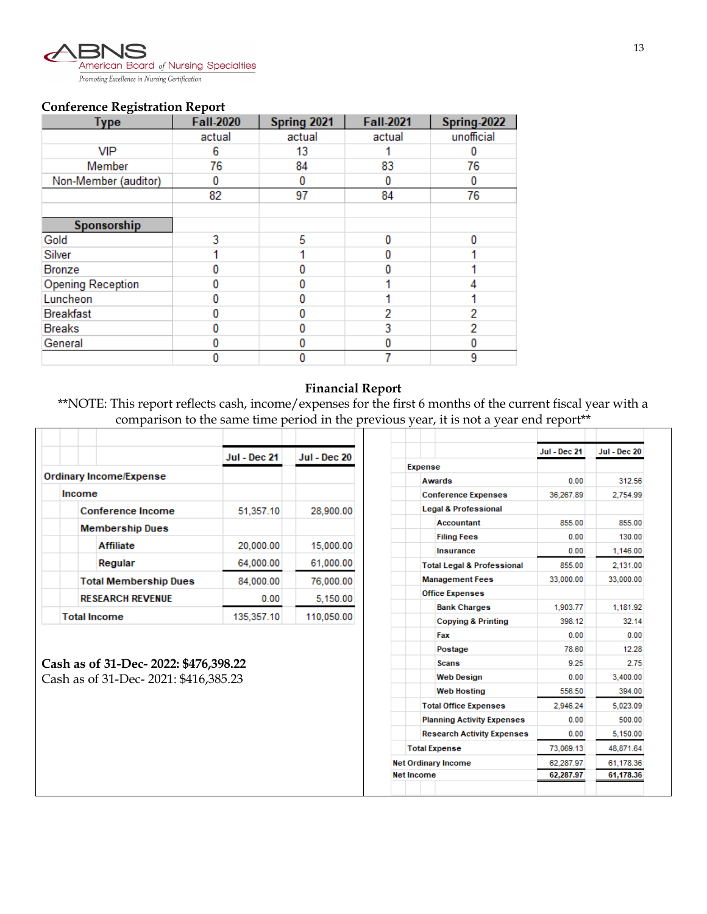ABNS American Board of Nursing Specialties

*Promoting Excellence in Nursing Certification*

### Conference Registration Report

| Type | Fall-2020 | Spring 2021 | Fall-2021 | Spring-2022 |
|---|---|---|---|---|
| | actual | actual | actual | unofficial |
| VIP | 6 | 13 | 1 | 0 |
| Member | 76 | 84 | 83 | 76 |
| Non-Member (auditor) | 0 | 0 | 0 | 0 |
| | 82 | 97 | 84 | 76 |
| | | | | |
| **Sponsorship** | | | | |
| Gold | 3 | 5 | 0 | 0 |
| Silver | 1 | 1 | 0 | 1 |
| Bronze | 0 | 0 | 0 | 1 |
| Opening Reception | 0 | 0 | 1 | 4 |
| Luncheon | 0 | 0 | 1 | 1 |
| Breakfast | 0 | 0 | 2 | 2 |
| Breaks | 0 | 0 | 3 | 2 |
| General | 0 | 0 | 0 | 0 |
| | 0 | 0 | 7 | 9 |

### Financial Report

**NOTE: This report reflects cash, income/expenses for the first 6 months of the current fiscal year with a comparison to the same time period in the previous year, it is not a year end report**

| | Jul - Dec 21 | Jul - Dec 20 |
|---|---|---|
| **Ordinary Income/Expense** | | |
| **Income** | | |
| Conference Income | 51,357.10 | 28,900.00 |
| Membership Dues | | |
| Affiliate | 20,000.00 | 15,000.00 |
| Regular | 64,000.00 | 61,000.00 |
| Total Membership Dues | 84,000.00 | 76,000.00 |
| RESEARCH REVENUE | 0.00 | 5,150.00 |
| **Total Income** | 135,357.10 | 110,050.00 |

**Cash as of 31-Dec- 2022: $476,398.22**

Cash as of 31-Dec- 2021: $416,385.23

| | Jul - Dec 21 | Jul - Dec 20 |
|---|---|---|
| **Expense** | | |
| Awards | 0.00 | 312.56 |
| Conference Expenses | 36,267.89 | 2,754.99 |
| Legal & Professional | | |
| Accountant | 855.00 | 855.00 |
| Filing Fees | 0.00 | 130.00 |
| Insurance | 0.00 | 1,146.00 |
| Total Legal & Professional | 855.00 | 2,131.00 |
| Management Fees | 33,000.00 | 33,000.00 |
| Office Expenses | | |
| Bank Charges | 1,903.77 | 1,181.92 |
| Copying & Printing | 398.12 | 32.14 |
| Fax | 0.00 | 0.00 |
| Postage | 78.60 | 12.28 |
| Scans | 9.25 | 2.75 |
| Web Design | 0.00 | 3,400.00 |
| Web Hosting | 556.50 | 394.00 |
| Total Office Expenses | 2,946.24 | 5,023.09 |
| Planning Activity Expenses | 0.00 | 500.00 |
| Research Activity Expenses | 0.00 | 5,150.00 |
| **Total Expense** | 73,069.13 | 48,871.64 |
| **Net Ordinary Income** | 62,287.97 | 61,178.36 |
| **Net Income** | **62,287.97** | **61,178.36** |